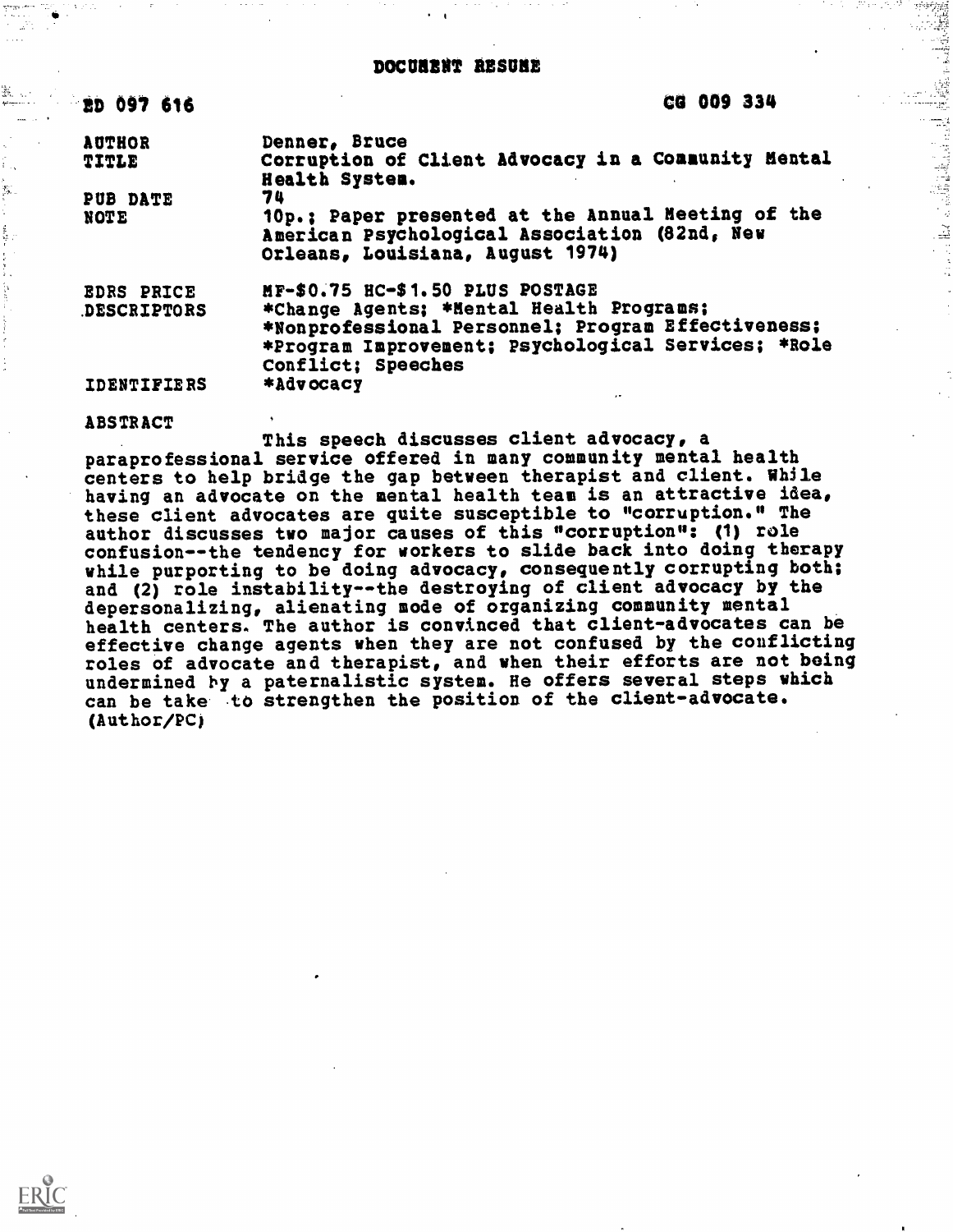# DOCUMENT RESUME

| | |
|---|---|
| ED 097 616 | CG 009 334 |
| AUTHOR | Denner, Bruce |
| TITLE | Corruption of Client Advocacy in a Community Mental Health System. |
| PUB DATE | 74 |
| NOTE | 10p.; Paper presented at the Annual Meeting of the American Psychological Association (82nd, New Orleans, Louisiana, August 1974) |
| EDRS PRICE | MF-$0.75 HC-$1.50 PLUS POSTAGE |
| DESCRIPTORS | *Change Agents; *Mental Health Programs; *Nonprofessional Personnel; Program Effectiveness; *Program Improvement; Psychological Services; *Role Conflict; Speeches |
| IDENTIFIERS | *Advocacy |

ABSTRACT

This speech discusses client advocacy, a paraprofessional service offered in many community mental health centers to help bridge the gap between therapist and client. While having an advocate on the mental health team is an attractive idea, these client advocates are quite susceptible to "corruption." The author discusses two major causes of this "corruption": (1) role confusion--the tendency for workers to slide back into doing therapy while purporting to be doing advocacy, consequently corrupting both; and (2) role instability--the destroying of client advocacy by the depersonalizing, alienating mode of organizing community mental health centers. The author is convinced that client-advocates can be effective change agents when they are not confused by the conflicting roles of advocate and therapist, and when their efforts are not being undermined by a paternalistic system. He offers several steps which can be take to strengthen the position of the client-advocate. (Author/PC)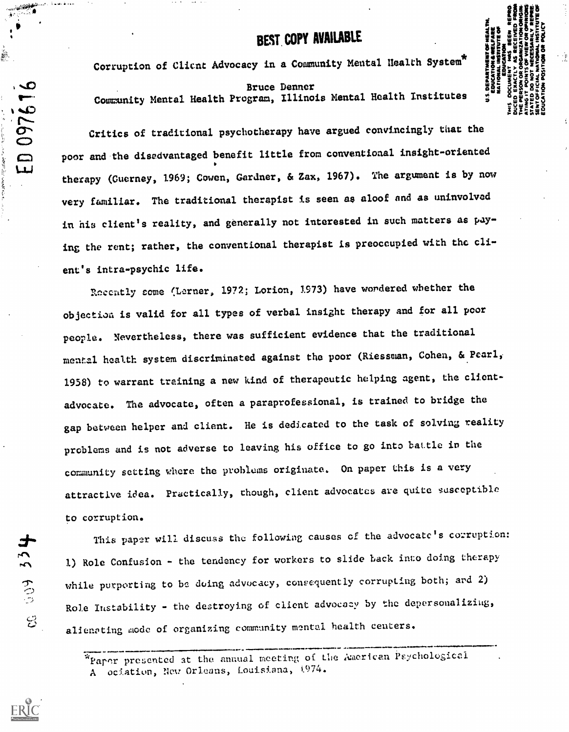BEST COPY AVAILABLE

# Corruption of Client Advocacy in a Community Mental Health System*

Bruce Denner
Community Mental Health Program, Illinois Mental Health Institutes

Critics of traditional psychotherapy have argued convincingly that the poor and the disadvantaged benefit little from conventional insight-oriented therapy (Guerney, 1969; Cowen, Gardner, & Zax, 1967). The argument is by now very familiar. The traditional therapist is seen as aloof and as uninvolved in his client's reality, and generally not interested in such matters as paying the rent; rather, the conventional therapist is preoccupied with the client's intra-psychic life.

Recently some (Lerner, 1972; Lorion, 1973) have wondered whether the objection is valid for all types of verbal insight therapy and for all poor people. Nevertheless, there was sufficient evidence that the traditional mental health system discriminated against the poor (Riessman, Cohen, & Pearl, 1958) to warrant training a new kind of therapeutic helping agent, the client-advocate. The advocate, often a paraprofessional, is trained to bridge the gap between helper and client. He is dedicated to the task of solving reality problems and is not adverse to leaving his office to go into battle in the community setting where the problems originate. On paper this is a very attractive idea. Practically, though, client advocates are quite susceptible to corruption.

This paper will discuss the following causes of the advocate's corruption: 1) Role Confusion - the tendency for workers to slide back into doing therapy while purporting to be doing advocacy, consequently corrupting both; and 2) Role Instability - the destroying of client advocacy by the depersonalizing, alienating mode of organizing community mental health centers.

*Paper presented at the annual meeting of the American Psychological Association, New Orleans, Louisiana, 1974.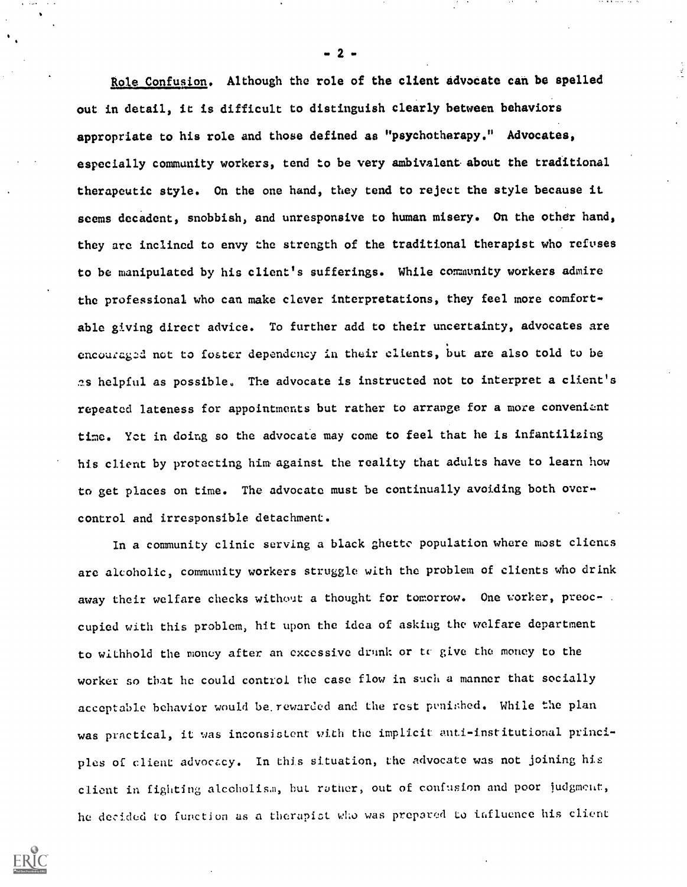Role Confusion. Although the role of the client advocate can be spelled out in detail, it is difficult to distinguish clearly between behaviors appropriate to his role and those defined as "psychotherapy." Advocates, especially community workers, tend to be very ambivalent about the traditional therapeutic style. On the one hand, they tend to reject the style because it seems decadent, snobbish, and unresponsive to human misery. On the other hand, they are inclined to envy the strength of the traditional therapist who refuses to be manipulated by his client's sufferings. While community workers admire the professional who can make clever interpretations, they feel more comfortable giving direct advice. To further add to their uncertainty, advocates are encouraged not to foster dependency in their clients, but are also told to be as helpful as possible. The advocate is instructed not to interpret a client's repeated lateness for appointments but rather to arrange for a more convenient time. Yet in doing so the advocate may come to feel that he is infantilizing his client by protecting him against the reality that adults have to learn how to get places on time. The advocate must be continually avoiding both over-control and irresponsible detachment.

In a community clinic serving a black ghetto population where most clients are alcoholic, community workers struggle with the problem of clients who drink away their welfare checks without a thought for tomorrow. One worker, preoccupied with this problem, hit upon the idea of asking the welfare department to withhold the money after an excessive drunk or to give the money to the worker so that he could control the case flow in such a manner that socially acceptable behavior would be rewarded and the rest punished. While the plan was practical, it was inconsistent with the implicit anti-institutional principles of client advocacy. In this situation, the advocate was not joining his client in fighting alcoholism, but rather, out of confusion and poor judgment, he decided to function as a therapist who was prepared to influence his client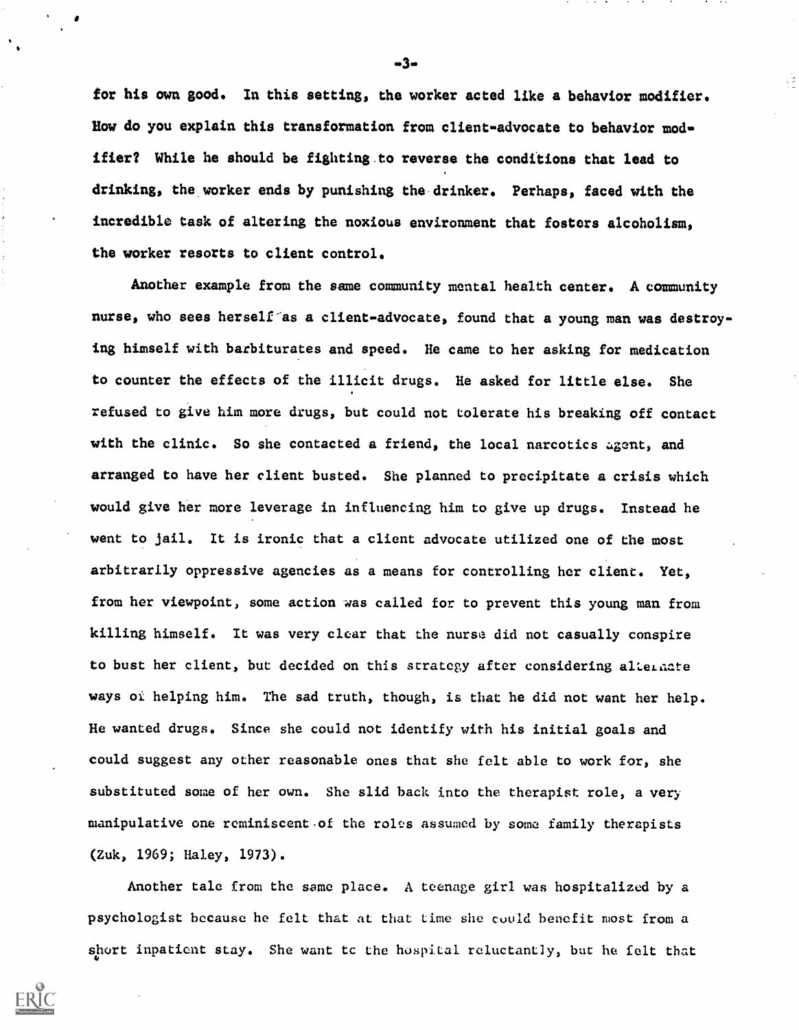for his own good. In this setting, the worker acted like a behavior modifier. How do you explain this transformation from client-advocate to behavior modifier? While he should be fighting to reverse the conditions that lead to drinking, the worker ends by punishing the drinker. Perhaps, faced with the incredible task of altering the noxious environment that fosters alcoholism, the worker resorts to client control.

Another example from the same community mental health center. A community nurse, who sees herself as a client-advocate, found that a young man was destroying himself with barbiturates and speed. He came to her asking for medication to counter the effects of the illicit drugs. He asked for little else. She refused to give him more drugs, but could not tolerate his breaking off contact with the clinic. So she contacted a friend, the local narcotics agent, and arranged to have her client busted. She planned to precipitate a crisis which would give her more leverage in influencing him to give up drugs. Instead he went to jail. It is ironic that a client advocate utilized one of the most arbitrarily oppressive agencies as a means for controlling her client. Yet, from her viewpoint, some action was called for to prevent this young man from killing himself. It was very clear that the nurse did not casually conspire to bust her client, but decided on this strategy after considering alternate ways of helping him. The sad truth, though, is that he did not want her help. He wanted drugs. Since she could not identify with his initial goals and could suggest any other reasonable ones that she felt able to work for, she substituted some of her own. She slid back into the therapist role, a very manipulative one reminiscent of the roles assumed by some family therapists (Zuk, 1969; Haley, 1973).

Another tale from the same place. A teenage girl was hospitalized by a psychologist because he felt that at that time she could benefit most from a short inpatient stay. She want to the hospital reluctantly, but he felt that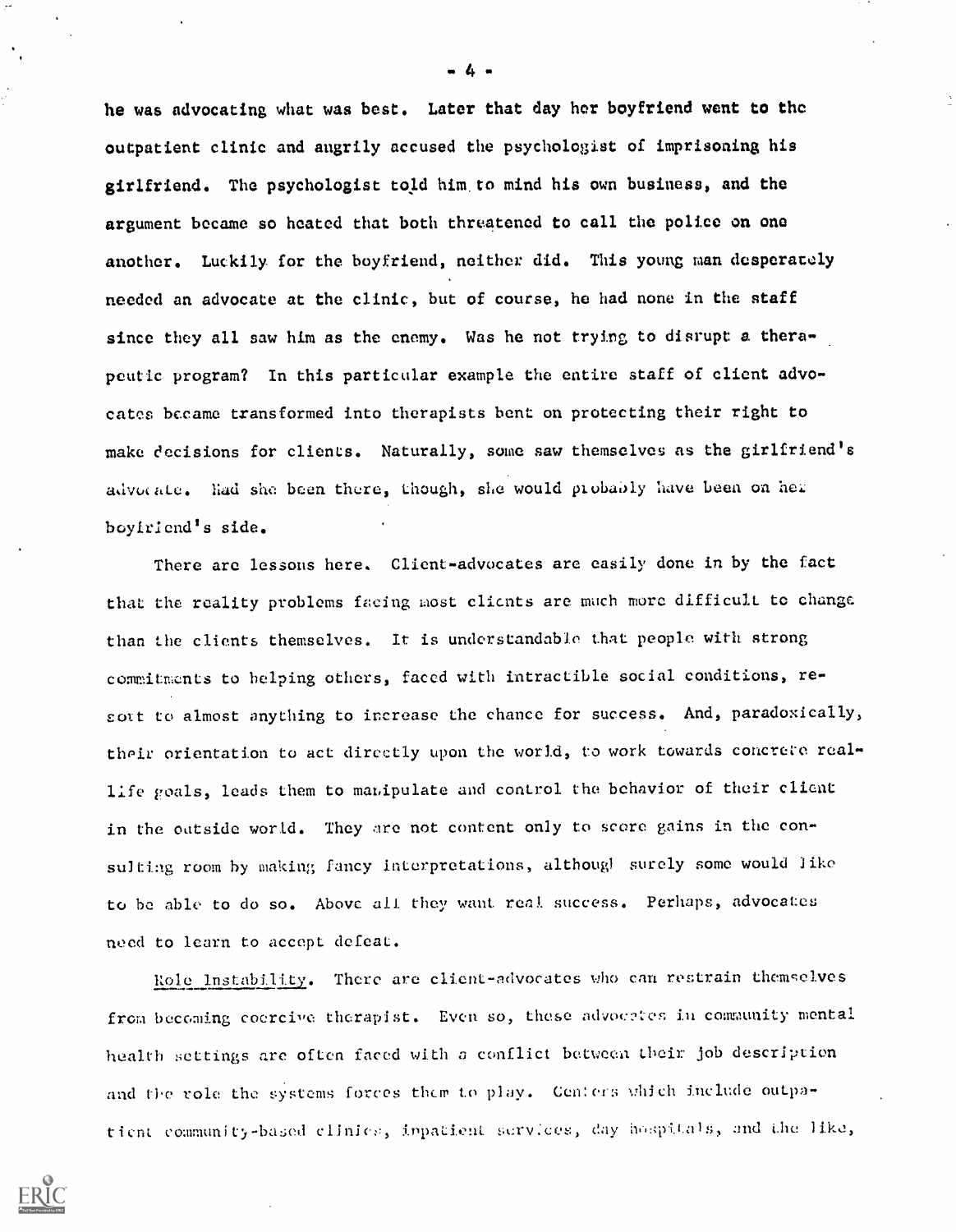he was advocating what was best. Later that day her boyfriend went to the outpatient clinic and angrily accused the psychologist of imprisoning his girlfriend. The psychologist told him to mind his own business, and the argument became so heated that both threatened to call the police on one another. Luckily for the boyfriend, neither did. This young man desperately needed an advocate at the clinic, but of course, he had none in the staff since they all saw him as the enemy. Was he not trying to disrupt a therapeutic program? In this particular example the entire staff of client advocates became transformed into therapists bent on protecting their right to make decisions for clients. Naturally, some saw themselves as the girlfriend's advocate. Had she been there, though, she would probably have been on her boyfriend's side.

There are lessons here. Client-advocates are easily done in by the fact that the reality problems facing most clients are much more difficult to change than the clients themselves. It is understandable that people with strong commitments to helping others, faced with intractible social conditions, resort to almost anything to increase the chance for success. And, paradoxically, their orientation to act directly upon the world, to work towards concrete real-life goals, leads them to manipulate and control the behavior of their client in the outside world. They are not content only to score gains in the consulting room by making fancy interpretations, although surely some would like to be able to do so. Above all they want real success. Perhaps, advocates need to learn to accept defeat.

Role Instability. There are client-advocates who can restrain themselves from becoming coercive therapist. Even so, these advocates in community mental health settings are often faced with a conflict between their job description and the role the systems forces them to play. Centers which include outpatient community-based clinics, inpatient services, day hospitals, and the like,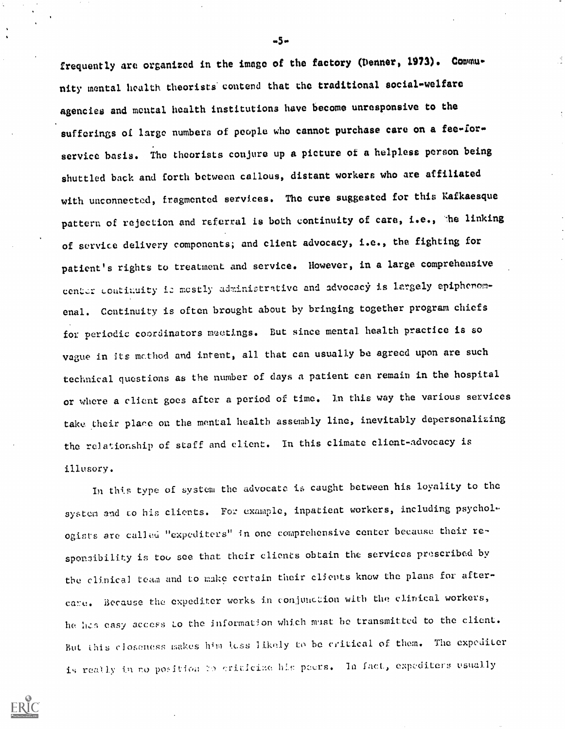frequently are organized in the image of the factory (Denner, 1973). Community mental health theorists contend that the traditional social-welfare agencies and mental health institutions have become unresponsive to the sufferings of large numbers of people who cannot purchase care on a fee-for-service basis. The theorists conjure up a picture of a helpless person being shuttled back and forth between callous, distant workers who are affiliated with unconnected, fragmented services. The cure suggested for this Kafkaesque pattern of rejection and referral is both continuity of care, i.e., the linking of service delivery components; and client advocacy, i.e., the fighting for patient's rights to treatment and service. However, in a large comprehensive center continuity is mostly administrative and advocacy is largely epiphenomenal. Continuity is often brought about by bringing together program chiefs for periodic coordinators meetings. But since mental health practice is so vague in its method and intent, all that can usually be agreed upon are such technical questions as the number of days a patient can remain in the hospital or where a client goes after a period of time. In this way the various services take their place on the mental health assembly line, inevitably depersonalizing the relationship of staff and client. In this climate client-advocacy is illusory.

In this type of system the advocate is caught between his loyality to the system and to his clients. For example, inpatient workers, including psychologists are called "expediters" in one comprehensive center because their responsibility is too see that their clients obtain the services prescribed by the clinical team and to make certain their clients know the plans for aftercare. Because the expediter works in conjunction with the clinical workers, he has easy access to the information which must be transmitted to the client. But this closeness makes him less likely to be critical of them. The expediter is really in no position to criticize his peers. In fact, expediters usually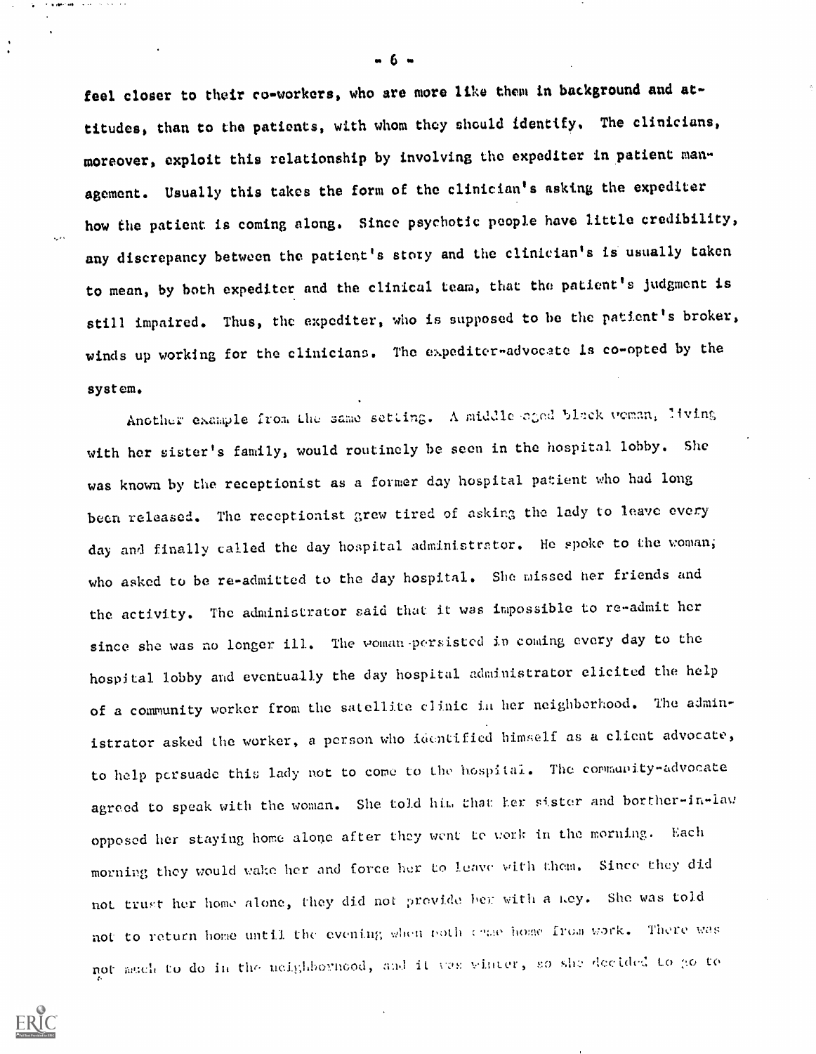feel closer to their co-workers, who are more like them in background and attitudes, than to the patients, with whom they should identify. The clinicians, moreover, exploit this relationship by involving the expediter in patient management. Usually this takes the form of the clinician's asking the expediter how the patient is coming along. Since psychotic people have little credibility, any discrepancy between the patient's story and the clinician's is usually taken to mean, by both expediter and the clinical team, that the patient's judgment is still impaired. Thus, the expediter, who is supposed to be the patient's broker, winds up working for the clinicians. The expediter-advocate is co-opted by the system.

Another example from the same setting. A middle-aged black woman, living with her sister's family, would routinely be seen in the hospital lobby. She was known by the receptionist as a former day hospital patient who had long been released. The receptionist grew tired of asking the lady to leave every day and finally called the day hospital administrator. He spoke to the woman, who asked to be re-admitted to the day hospital. She missed her friends and the activity. The administrator said that it was impossible to re-admit her since she was no longer ill. The woman persisted in coming every day to the hospital lobby and eventually the day hospital administrator elicited the help of a community worker from the satellite clinic in her neighborhood. The administrator asked the worker, a person who identified himself as a client advocate, to help persuade this lady not to come to the hospital. The community-advocate agreed to speak with the woman. She told him that her sister and borther-in-law opposed her staying home alone after they went to work in the morning. Each morning they would wake her and force her to leave with them. Since they did not trust her home alone, they did not provide her with a key. She was told not to return home until the evening when both came home from work. There was not much to do in the neighborhood, and it was winter, so she decided to go to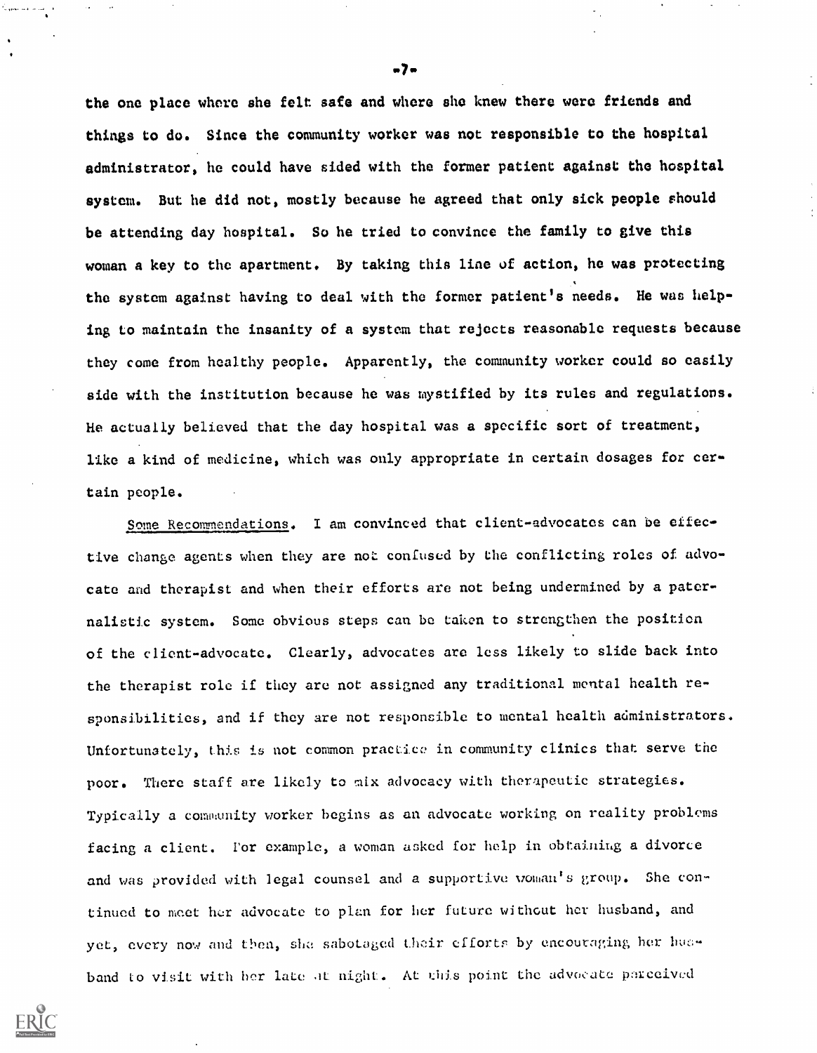the one place where she felt safe and where she knew there were friends and things to do. Since the community worker was not responsible to the hospital administrator, he could have sided with the former patient against the hospital system. But he did not, mostly because he agreed that only sick people should be attending day hospital. So he tried to convince the family to give this woman a key to the apartment. By taking this line of action, he was protecting the system against having to deal with the former patient's needs. He was helping to maintain the insanity of a system that rejects reasonable requests because they come from healthy people. Apparently, the community worker could so easily side with the institution because he was mystified by its rules and regulations. He actually believed that the day hospital was a specific sort of treatment, like a kind of medicine, which was only appropriate in certain dosages for certain people.

Some Recommendations. I am convinced that client-advocates can be effective change agents when they are not confused by the conflicting roles of advocate and therapist and when their efforts are not being undermined by a paternalistic system. Some obvious steps can be taken to strengthen the position of the client-advocate. Clearly, advocates are less likely to slide back into the therapist role if they are not assigned any traditional mental health responsibilities, and if they are not responsible to mental health administrators. Unfortunately, this is not common practice in community clinics that serve the poor. There staff are likely to mix advocacy with therapeutic strategies. Typically a community worker begins as an advocate working on reality problems facing a client. For example, a woman asked for help in obtaining a divorce and was provided with legal counsel and a supportive woman's group. She continued to meet her advocate to plan for her future without her husband, and yet, every now and then, she sabotaged their efforts by encouraging her husband to visit with her late at night. At this point the advocate perceived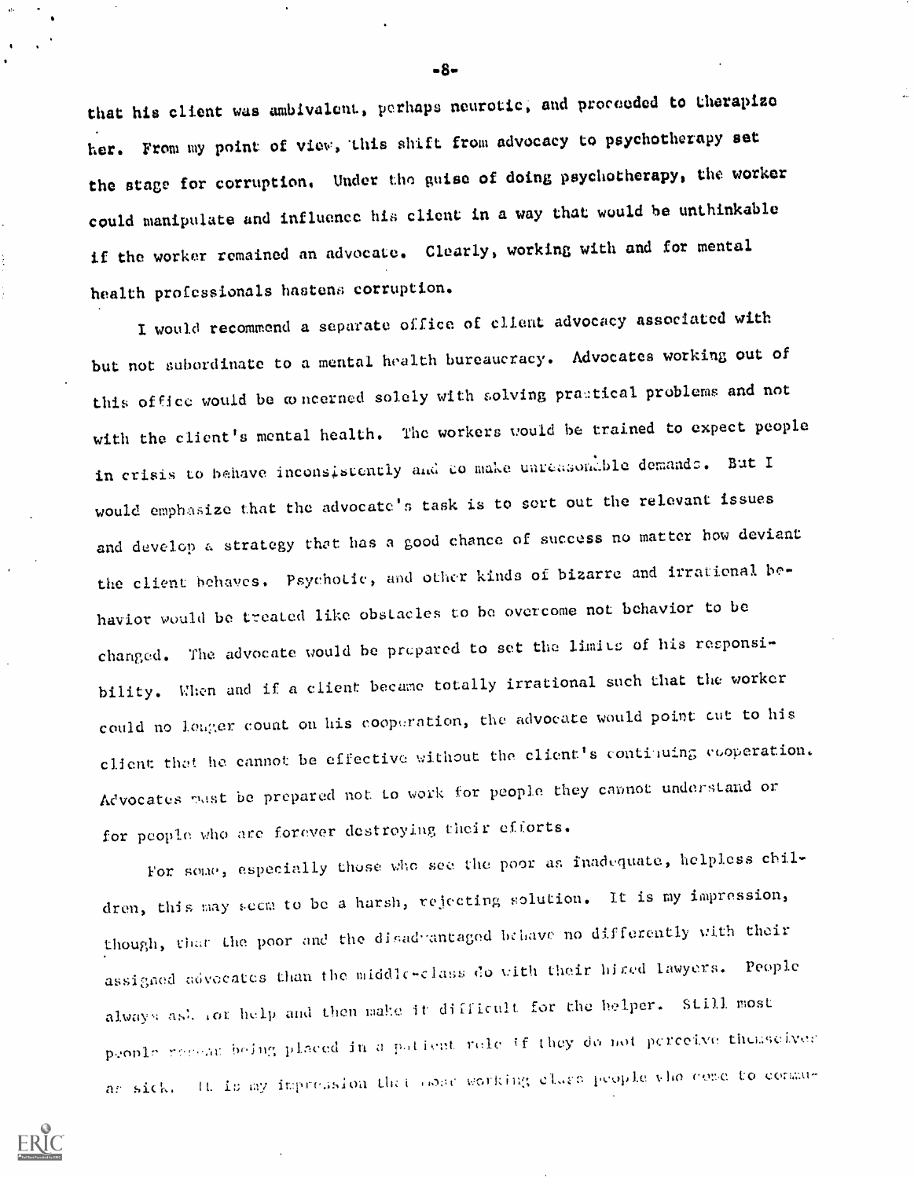that his client was ambivalent, perhaps neurotic, and proceeded to therapize her. From my point of view, this shift from advocacy to psychotherapy set the stage for corruption. Under the guise of doing psychotherapy, the worker could manipulate and influence his client in a way that would be unthinkable if the worker remained an advocate. Clearly, working with and for mental health professionals hastens corruption.

I would recommend a separate office of client advocacy associated with but not subordinate to a mental health bureaucracy. Advocates working out of this office would be concerned solely with solving practical problems and not with the client's mental health. The workers would be trained to expect people in crisis to behave inconsistently and to make unreasonable demands. But I would emphasize that the advocate's task is to sort out the relevant issues and develop a strategy that has a good chance of success no matter how deviant the client behaves. Psychotic, and other kinds of bizarre and irrational behavior would be treated like obstacles to be overcome not behavior to be changed. The advocate would be prepared to set the limits of his responsibility. When and if a client became totally irrational such that the worker could no longer count on his cooperation, the advocate would point out to his client that he cannot be effective without the client's continuing cooperation. Advocates must be prepared not to work for people they cannot understand or for people who are forever destroying their efforts.

For some, especially those who see the poor as inadequate, helpless children, this may seem to be a harsh, rejecting solution. It is my impression, though, that the poor and the disadvantaged behave no differently with their assigned advocates than the middle-class do with their hired lawyers. People always ask for help and then make it difficult for the helper. Still most people resent being placed in a patient role if they do not perceive themselves as sick. It is my impression that most working class people who come to commu-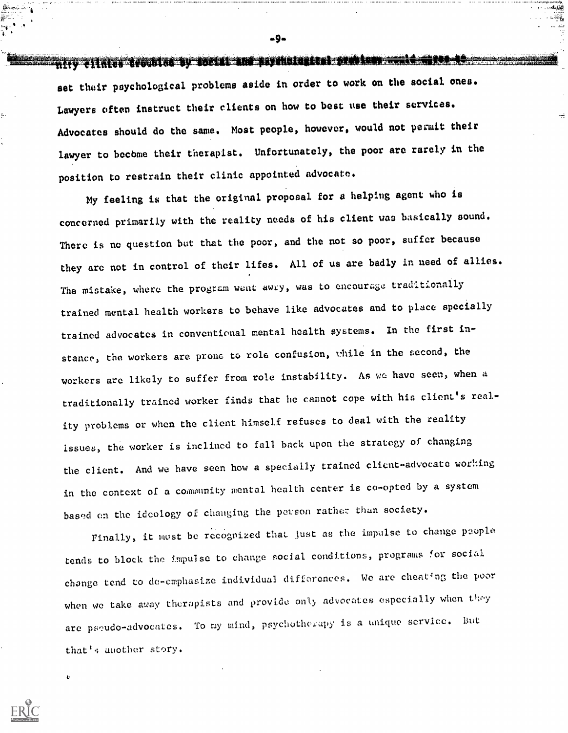nity clinics troubled by social and psychological problems would agree to set their psychological problems aside in order to work on the social ones. Lawyers often instruct their clients on how to best use their services. Advocates should do the same. Most people, however, would not permit their lawyer to become their therapist. Unfortunately, the poor are rarely in the position to restrain their clinic appointed advocate.

My feeling is that the original proposal for a helping agent who is concerned primarily with the reality needs of his client was basically sound. There is no question but that the poor, and the not so poor, suffer because they are not in control of their lifes. All of us are badly in need of allies. The mistake, where the program went awry, was to encourage traditionally trained mental health workers to behave like advocates and to place specially trained advocates in conventional mental health systems. In the first instance, the workers are prone to role confusion, while in the second, the workers are likely to suffer from role instability. As we have seen, when a traditionally trained worker finds that he cannot cope with his client's reality problems or when the client himself refuses to deal with the reality issues, the worker is inclined to fall back upon the strategy of changing the client. And we have seen how a specially trained client-advocate working in the context of a community mental health center is co-opted by a system based on the ideology of changing the person rather than society.

Finally, it must be recognized that just as the impulse to change people tends to block the impulse to change social conditions, programs for social change tend to de-emphasize individual differences. We are cheating the poor when we take away therapists and provide only advocates especially when they are pseudo-advocates. To my mind, psychotherapy is a unique service. But that's another story.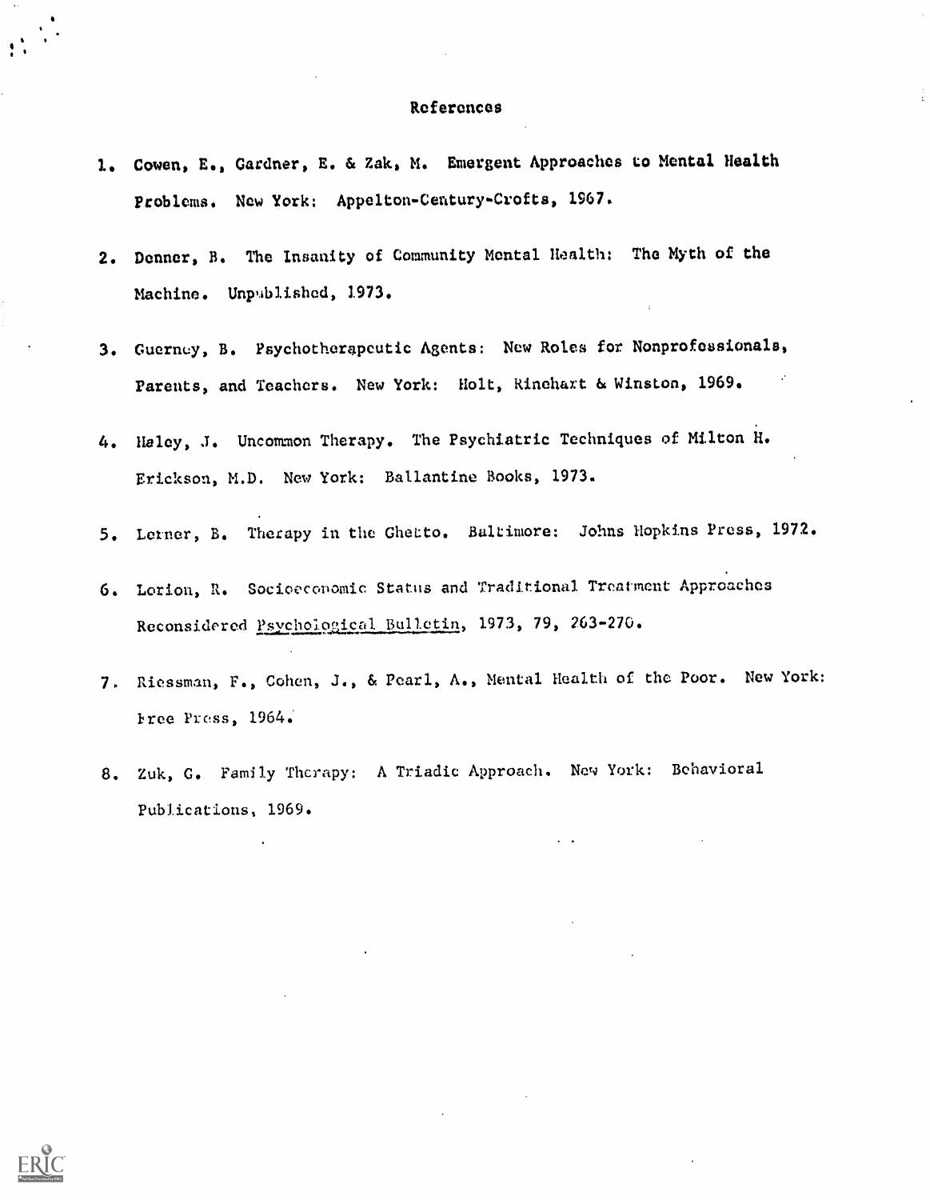## References

1. Cowen, E., Gardner, E. & Zak, M. Emergent Approaches to Mental Health Problems. New York: Appelton-Century-Crofts, 1967.

2. Denner, B. The Insanity of Community Mental Health: The Myth of the Machine. Unpublished, 1973.

3. Guerney, B. Psychotherapeutic Agents: New Roles for Nonprofessionals, Parents, and Teachers. New York: Holt, Rinehart & Winston, 1969.

4. Haley, J. Uncommon Therapy. The Psychiatric Techniques of Milton H. Erickson, M.D. New York: Ballantine Books, 1973.

5. Lerner, B. Therapy in the Ghetto. Baltimore: Johns Hopkins Press, 1972.

6. Lorion, R. Socioeconomic Status and Traditional Treatment Approaches Reconsidered Psychological Bulletin, 1973, 79, 263-270.

7. Riessman, F., Cohen, J., & Pearl, A., Mental Health of the Poor. New York: Free Press, 1964.

8. Zuk, G. Family Therapy: A Triadic Approach. New York: Behavioral Publications, 1969.